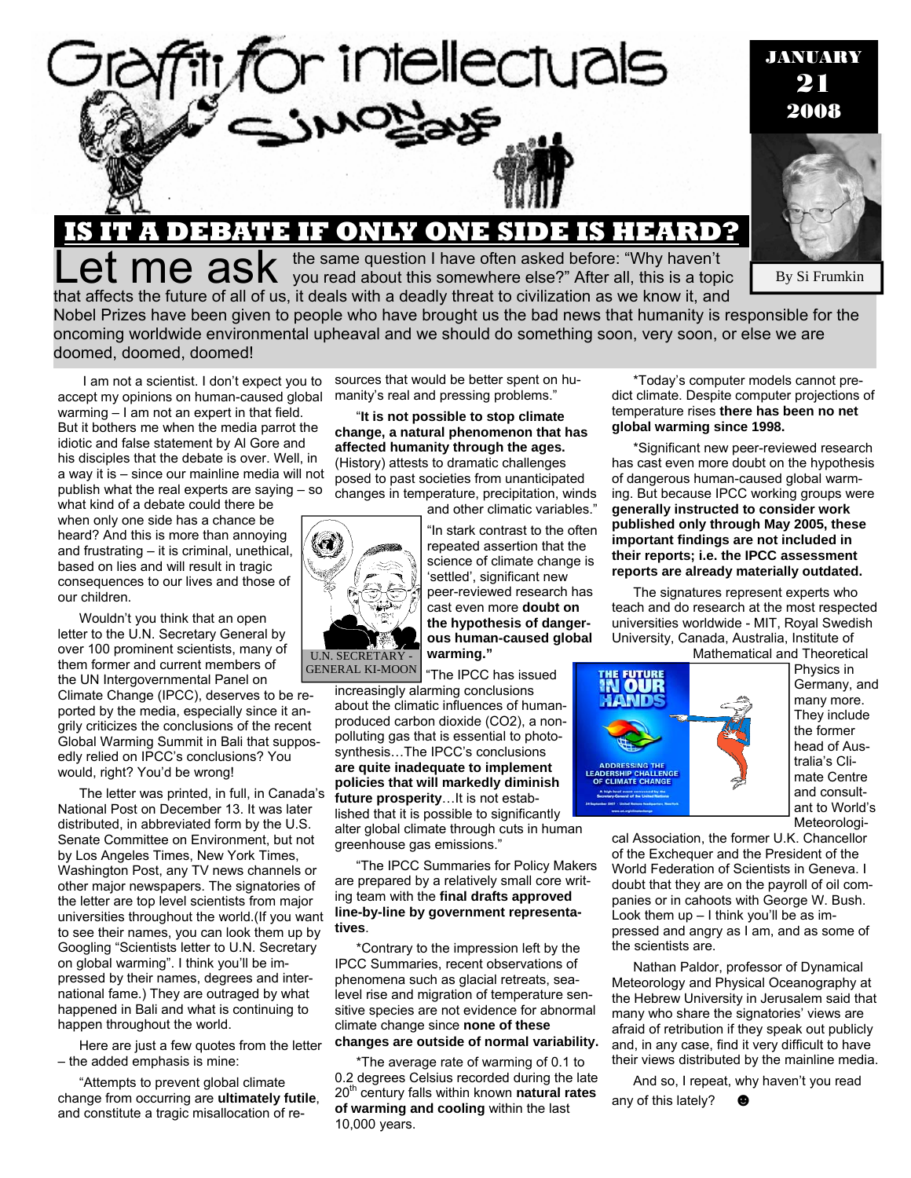# Graffiti for intellectuals

## SIMON says

JANUARY 21 2008

By Si Frumkin

## IS IT A DEBATE IF ONLY ONE SIDE IS HEARD?

Let me ask the same question I have often asked before: "Why haven't you read about this somewhere else?" After all, this is a topic that affects the future of all of us, it deals with a deadly threat to civilization as we know it, and Nobel Prizes have been given to people who have brought us the bad news that humanity is responsible for the oncoming worldwide environmental upheaval and we should do something soon, very soon, or else we are doomed, doomed, doomed!

I am not a scientist. I don't expect you to accept my opinions on human-caused global warming – I am not an expert in that field. But it bothers me when the media parrot the idiotic and false statement by Al Gore and his disciples that the debate is over. Well, in a way it is – since our mainline media will not publish what the real experts are saying – so what kind of a debate could there be when only one side has a chance be heard? And this is more than annoying and frustrating – it is criminal, unethical, based on lies and will result in tragic consequences to our lives and those of our children.

Wouldn't you think that an open letter to the U.N. Secretary General by over 100 prominent scientists, many of them former and current members of the UN Intergovernmental Panel on Climate Change (IPCC), deserves to be reported by the media, especially since it angrily criticizes the conclusions of the recent Global Warming Summit in Bali that supposedly relied on IPCC's conclusions? You would, right? You'd be wrong!

The letter was printed, in full, in Canada's National Post on December 13. It was later distributed, in abbreviated form by the U.S. Senate Committee on Environment, but not by Los Angeles Times, New York Times, Washington Post, any TV news channels or other major newspapers. The signatories of the letter are top level scientists from major universities throughout the world.(If you want to see their names, you can look them up by Googling "Scientists letter to U.N. Secretary on global warming". I think you'll be impressed by their names, degrees and international fame.) They are outraged by what happened in Bali and what is continuing to happen throughout the world.

Here are just a few quotes from the letter – the added emphasis is mine:

"Attempts to prevent global climate change from occurring are **ultimately futile**, and constitute a tragic misallocation of resources that would be better spent on humanity's real and pressing problems."

"**It is not possible to stop climate change, a natural phenomenon that has affected humanity through the ages.** (History) attests to dramatic challenges posed to past societies from unanticipated changes in temperature, precipitation, winds and other climatic variables."

U.N. SECRETARY - GENERAL KI-MOON

"In stark contrast to the often repeated assertion that the science of climate change is 'settled', significant new peer-reviewed research has cast even more **doubt on the hypothesis of dangerous human-caused global warming.**"

"The IPCC has issued increasingly alarming conclusions about the climatic influences of human-produced carbon dioxide (CO2), a non-polluting gas that is essential to photosynthesis…The IPCC's conclusions **are quite inadequate to implement policies that will markedly diminish future prosperity**…It is not established that it is possible to significantly alter global climate through cuts in human greenhouse gas emissions."

"The IPCC Summaries for Policy Makers are prepared by a relatively small core writing team with the **final drafts approved line-by-line by government representatives**.

*Contrary to the impression left by the IPCC Summaries, recent observations of phenomena such as glacial retreats, sea-level rise and migration of temperature sensitive species are not evidence for abnormal climate change since **none of these changes are outside of normal variability.**

*The average rate of warming of 0.1 to 0.2 degrees Celsius recorded during the late 20th century falls within known **natural rates of warming and cooling** within the last 10,000 years.

*Today's computer models cannot predict climate. Despite computer projections of temperature rises **there has been no net global warming since 1998.**

*Significant new peer-reviewed research has cast even more doubt on the hypothesis of dangerous human-caused global warming. But because IPCC working groups were **generally instructed to consider work published only through May 2005, these important findings are not included in their reports; i.e. the IPCC assessment reports are already materially outdated.**

The signatures represent experts who teach and do research at the most respected universities worldwide - MIT, Royal Swedish University, Canada, Australia, Institute of Mathematical and Theoretical Physics in Germany, and many more. They include the former head of Australia's Climate Centre and consultant to World's Meteorological Association, the former U.K. Chancellor of the Exchequer and the President of the World Federation of Scientists in Geneva. I doubt that they are on the payroll of oil companies or in cahoots with George W. Bush. Look them up – I think you'll be as impressed and angry as I am, and as some of the scientists are.

Nathan Paldor, professor of Dynamical Meteorology and Physical Oceanography at the Hebrew University in Jerusalem said that many who share the signatories' views are afraid of retribution if they speak out publicly and, in any case, find it very difficult to have their views distributed by the mainline media.

And so, I repeat, why haven't you read any of this lately? ☻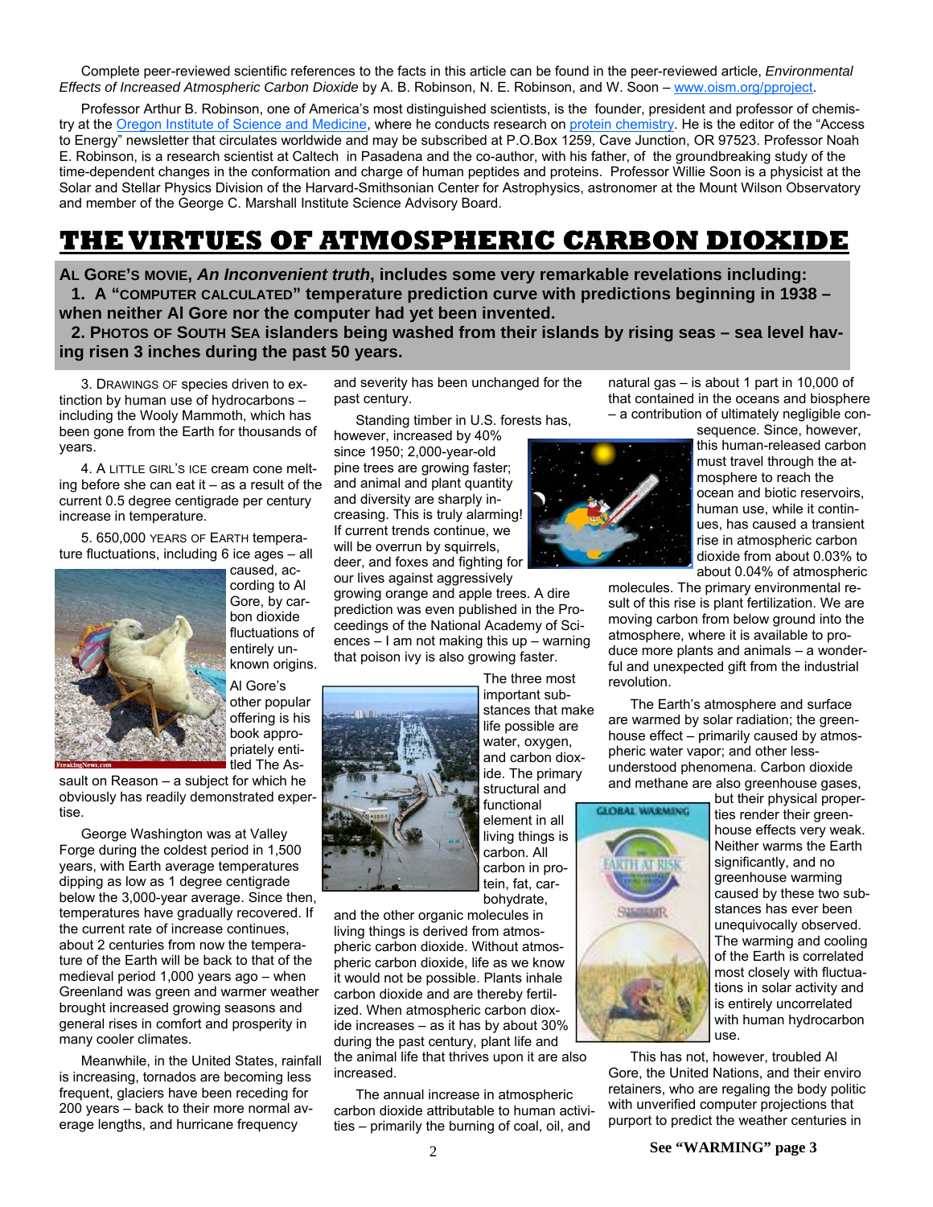Complete peer-reviewed scientific references to the facts in this article can be found in the peer-reviewed article, *Environmental Effects of Increased Atmospheric Carbon Dioxide* by A. B. Robinson, N. E. Robinson, and W. Soon – www.oism.org/pproject.

Professor Arthur B. Robinson, one of America's most distinguished scientists, is the founder, president and professor of chemistry at the Oregon Institute of Science and Medicine, where he conducts research on protein chemistry. He is the editor of the "Access to Energy" newsletter that circulates worldwide and may be subscribed at P.O.Box 1259, Cave Junction, OR 97523. Professor Noah E. Robinson, is a research scientist at Caltech in Pasadena and the co-author, with his father, of the groundbreaking study of the time-dependent changes in the conformation and charge of human peptides and proteins. Professor Willie Soon is a physicist at the Solar and Stellar Physics Division of the Harvard-Smithsonian Center for Astrophysics, astronomer at the Mount Wilson Observatory and member of the George C. Marshall Institute Science Advisory Board.

# THE VIRTUES OF ATMOSPHERIC CARBON DIOXIDE

**AL GORE'S MOVIE, *An Inconvenient truth*, includes some very remarkable revelations including:**

**1. A "COMPUTER CALCULATED" temperature prediction curve with predictions beginning in 1938 – when neither Al Gore nor the computer had yet been invented.**

**2. PHOTOS OF SOUTH SEA islanders being washed from their islands by rising seas – sea level having risen 3 inches during the past 50 years.**

3. DRAWINGS OF species driven to extinction by human use of hydrocarbons – including the Wooly Mammoth, which has been gone from the Earth for thousands of years.

4. A LITTLE GIRL'S ICE cream cone melting before she can eat it – as a result of the current 0.5 degree centigrade per century increase in temperature.

5. 650,000 YEARS OF EARTH temperature fluctuations, including 6 ice ages – all caused, according to Al Gore, by carbon dioxide fluctuations of entirely unknown origins.

Al Gore's other popular offering is his book appropriately entitled The Assault on Reason – a subject for which he obviously has readily demonstrated expertise.

George Washington was at Valley Forge during the coldest period in 1,500 years, with Earth average temperatures dipping as low as 1 degree centigrade below the 3,000-year average. Since then, temperatures have gradually recovered. If the current rate of increase continues, about 2 centuries from now the temperature of the Earth will be back to that of the medieval period 1,000 years ago – when Greenland was green and warmer weather brought increased growing seasons and general rises in comfort and prosperity in many cooler climates.

Meanwhile, in the United States, rainfall is increasing, tornados are becoming less frequent, glaciers have been receding for 200 years – back to their more normal average lengths, and hurricane frequency and severity has been unchanged for the past century.

Standing timber in U.S. forests has, however, increased by 40% since 1950; 2,000-year-old pine trees are growing faster; and animal and plant quantity and diversity are sharply increasing. This is truly alarming! If current trends continue, we will be overrun by squirrels, deer, and foxes and fighting for our lives against aggressively growing orange and apple trees. A dire prediction was even published in the Proceedings of the National Academy of Sciences – I am not making this up – warning that poison ivy is also growing faster.

The three most important substances that make life possible are water, oxygen, and carbon dioxide. The primary structural and functional element in all living things is carbon. All carbon in protein, fat, carbohydrate, and the other organic molecules in living things is derived from atmospheric carbon dioxide. Without atmospheric carbon dioxide, life as we know it would not be possible. Plants inhale carbon dioxide and are thereby fertilized. When atmospheric carbon dioxide increases – as it has by about 30% during the past century, plant life and the animal life that thrives upon it are also increased.

The annual increase in atmospheric carbon dioxide attributable to human activities – primarily the burning of coal, oil, and natural gas – is about 1 part in 10,000 of that contained in the oceans and biosphere – a contribution of ultimately negligible consequence. Since, however, this human-released carbon must travel through the atmosphere to reach the ocean and biotic reservoirs, human use, while it continues, has caused a transient rise in atmospheric carbon dioxide from about 0.03% to about 0.04% of atmospheric molecules. The primary environmental result of this rise is plant fertilization. We are moving carbon from below ground into the atmosphere, where it is available to produce more plants and animals – a wonderful and unexpected gift from the industrial revolution.

The Earth's atmosphere and surface are warmed by solar radiation; the greenhouse effect – primarily caused by atmospheric water vapor; and other less-understood phenomena. Carbon dioxide and methane are also greenhouse gases, but their physical properties render their greenhouse effects very weak. Neither warms the Earth significantly, and no greenhouse warming caused by these two substances has ever been unequivocally observed. The warming and cooling of the Earth is correlated most closely with fluctuations in solar activity and is entirely uncorrelated with human hydrocarbon use.

This has not, however, troubled Al Gore, the United Nations, and their enviro retainers, who are regaling the body politic with unverified computer projections that purport to predict the weather centuries in

**See "WARMING" page 3**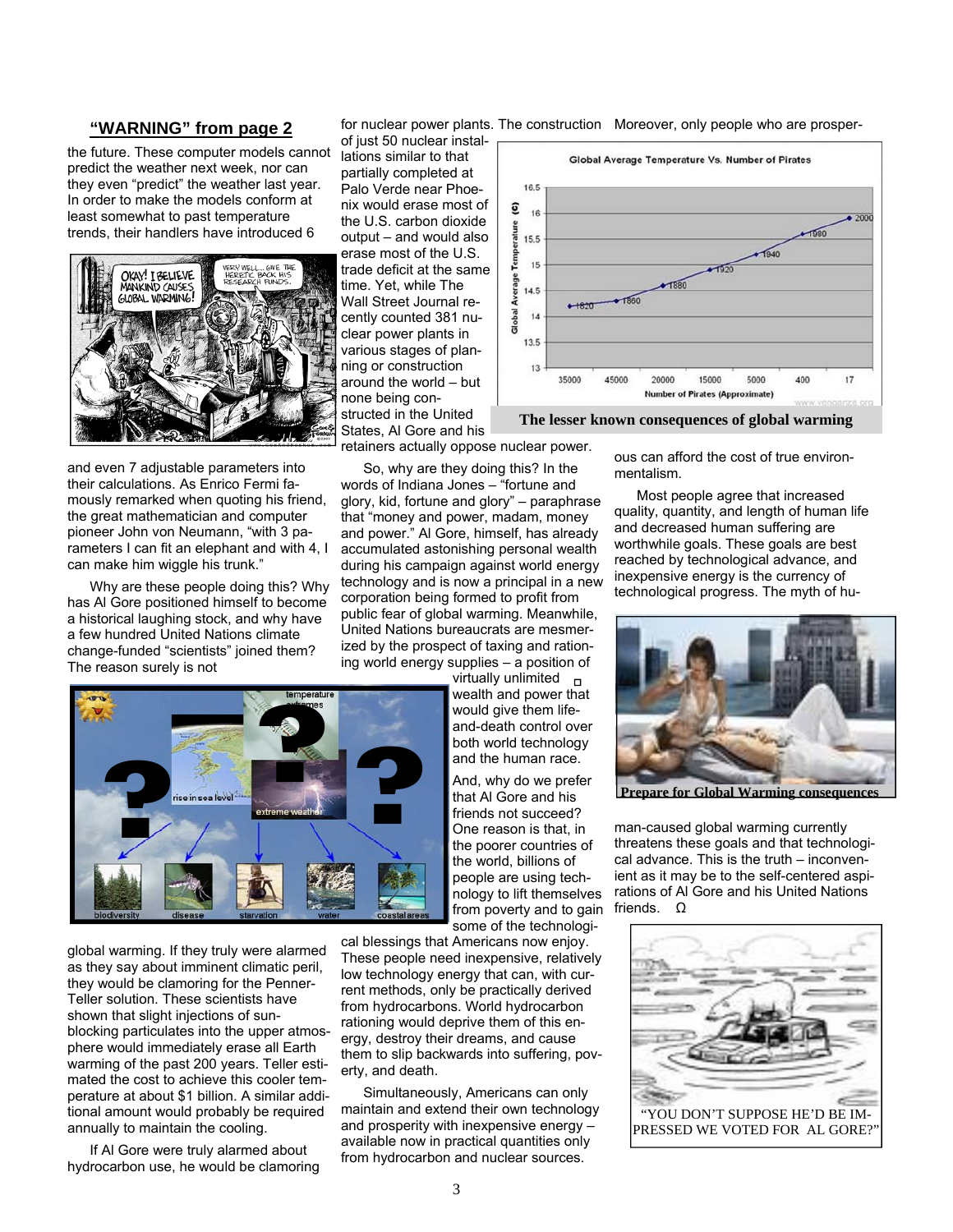## "WARNING" from page 2

the future. These computer models cannot predict the weather next week, nor can they even "predict" the weather last year. In order to make the models conform at least somewhat to past temperature trends, their handlers have introduced 6 and even 7 adjustable parameters into their calculations. As Enrico Fermi famously remarked when quoting his friend, the great mathematician and computer pioneer John von Neumann, "with 3 parameters I can fit an elephant and with 4, I can make him wiggle his trunk."

Why are these people doing this? Why has Al Gore positioned himself to become a historical laughing stock, and why have a few hundred United Nations climate change-funded "scientists" joined them? The reason surely is not global warming. If they truly were alarmed as they say about imminent climatic peril, they would be clamoring for the Penner-Teller solution. These scientists have shown that slight injections of sun-blocking particulates into the upper atmosphere would immediately erase all Earth warming of the past 200 years. Teller estimated the cost to achieve this cooler temperature at about $1 billion. A similar additional amount would probably be required annually to maintain the cooling.

If Al Gore were truly alarmed about hydrocarbon use, he would be clamoring for nuclear power plants. The construction of just 50 nuclear installations similar to that partially completed at Palo Verde near Phoenix would erase most of the U.S. carbon dioxide output – and would also erase most of the U.S. trade deficit at the same time. Yet, while The Wall Street Journal recently counted 381 nuclear power plants in various stages of planning or construction around the world – but none being constructed in the United States, Al Gore and his retainers actually oppose nuclear power.

The lesser known consequences of global warming

So, why are they doing this? In the words of Indiana Jones – "fortune and glory, kid, fortune and glory" – paraphrase that "money and power, madam, money and power." Al Gore, himself, has already accumulated astonishing personal wealth during his campaign against world energy technology and is now a principal in a new corporation being formed to profit from public fear of global warming. Meanwhile, United Nations bureaucrats are mesmerized by the prospect of taxing and rationing world energy supplies – a position of virtually unlimited wealth and power that would give them life-and-death control over both world technology and the human race.

And, why do we prefer that Al Gore and his friends not succeed? One reason is that, in the poorer countries of the world, billions of people are using technology to lift themselves from poverty and to gain some of the technological blessings that Americans now enjoy. These people need inexpensive, relatively low technology energy that can, with current methods, only be practically derived from hydrocarbons. World hydrocarbon rationing would deprive them of this energy, destroy their dreams, and cause them to slip backwards into suffering, poverty, and death.

Simultaneously, Americans can only maintain and extend their own technology and prosperity with inexpensive energy – available now in practical quantities only from hydrocarbon and nuclear sources.

Moreover, only people who are prosperous can afford the cost of true environmentalism.

Most people agree that increased quality, quantity, and length of human life and decreased human suffering are worthwhile goals. These goals are best reached by technological advance, and inexpensive energy is the currency of technological progress. The myth of human-caused global warming currently threatens these goals and that technological advance. This is the truth – inconvenient as it may be to the self-centered aspirations of Al Gore and his United Nations friends. Ω

Prepare for Global Warming consequences

"YOU DON'T SUPPOSE HE'D BE IMPRESSED WE VOTED FOR AL GORE?"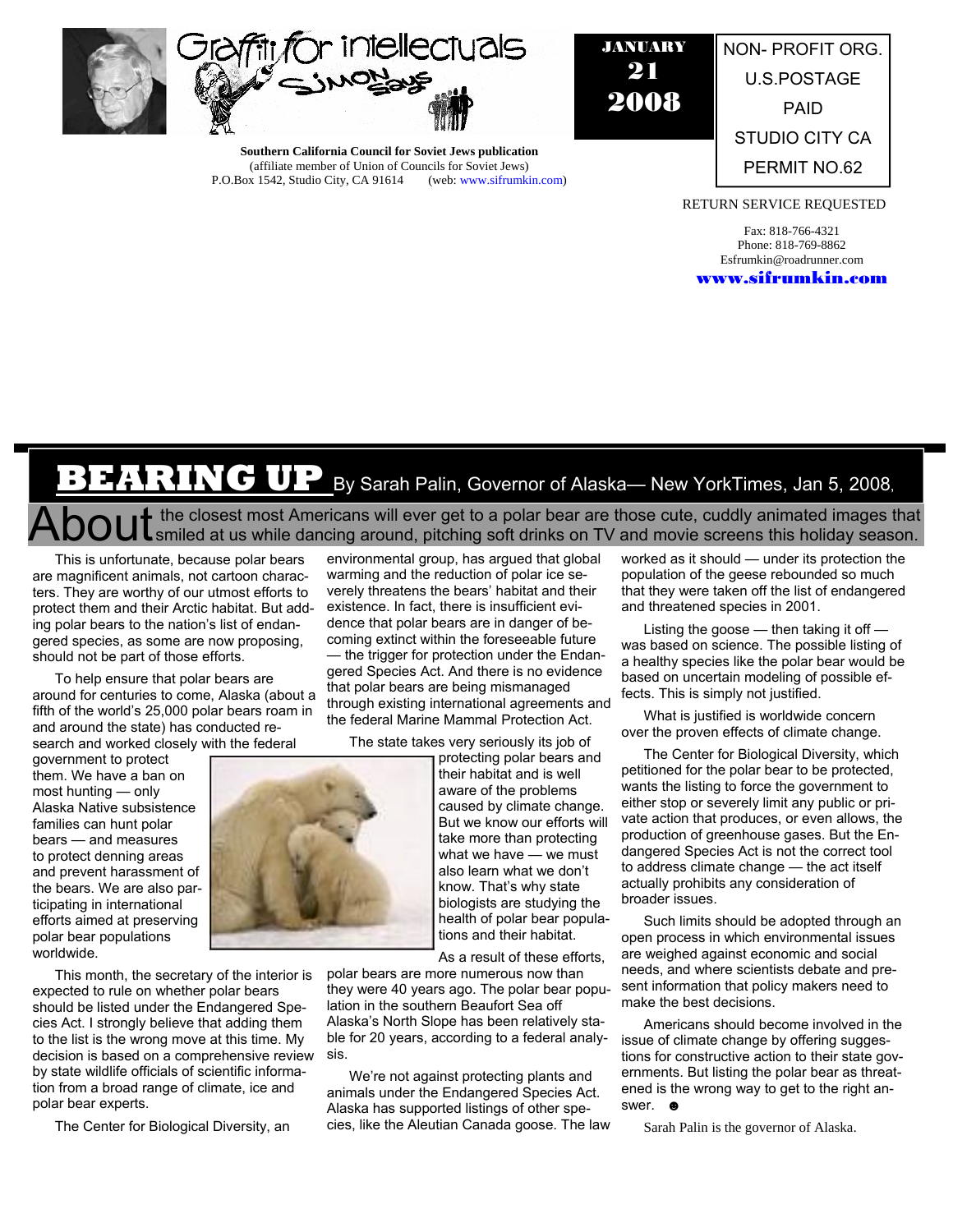Graffiti for intellectuals — Simon Says

**Southern California Council for Soviet Jews publication**
(affiliate member of Union of Councils for Soviet Jews)
P.O.Box 1542, Studio City, CA 91614 (web: www.sifrumkin.com)

**JANUARY 21 2008**

NON- PROFIT ORG.
U.S.POSTAGE
PAID
STUDIO CITY CA
PERMIT NO.62

RETURN SERVICE REQUESTED

Fax: 818-766-4321
Phone: 818-769-8862
Esfrumkin@roadrunner.com
**www.sifrumkin.com**

# BEARING UP

By Sarah Palin, Governor of Alaska— New YorkTimes, Jan 5, 2008,

About the closest most Americans will ever get to a polar bear are those cute, cuddly animated images that smiled at us while dancing around, pitching soft drinks on TV and movie screens this holiday season.

This is unfortunate, because polar bears are magnificent animals, not cartoon characters. They are worthy of our utmost efforts to protect them and their Arctic habitat. But adding polar bears to the nation's list of endangered species, as some are now proposing, should not be part of those efforts.

To help ensure that polar bears are around for centuries to come, Alaska (about a fifth of the world's 25,000 polar bears roam in and around the state) has conducted research and worked closely with the federal government to protect them. We have a ban on most hunting — only Alaska Native subsistence families can hunt polar bears — and measures to protect denning areas and prevent harassment of the bears. We are also participating in international efforts aimed at preserving polar bear populations worldwide.

This month, the secretary of the interior is expected to rule on whether polar bears should be listed under the Endangered Species Act. I strongly believe that adding them to the list is the wrong move at this time. My decision is based on a comprehensive review by state wildlife officials of scientific information from a broad range of climate, ice and polar bear experts.

The Center for Biological Diversity, an environmental group, has argued that global warming and the reduction of polar ice severely threatens the bears' habitat and their existence. In fact, there is insufficient evidence that polar bears are in danger of becoming extinct within the foreseeable future — the trigger for protection under the Endangered Species Act. And there is no evidence that polar bears are being mismanaged through existing international agreements and the federal Marine Mammal Protection Act.

The state takes very seriously its job of protecting polar bears and their habitat and is well aware of the problems caused by climate change. But we know our efforts will take more than protecting what we have — we must also learn what we don't know. That's why state biologists are studying the health of polar bear populations and their habitat.

As a result of these efforts, polar bears are more numerous now than they were 40 years ago. The polar bear population in the southern Beaufort Sea off Alaska's North Slope has been relatively stable for 20 years, according to a federal analysis.

We're not against protecting plants and animals under the Endangered Species Act. Alaska has supported listings of other species, like the Aleutian Canada goose. The law worked as it should — under its protection the population of the geese rebounded so much that they were taken off the list of endangered and threatened species in 2001.

Listing the goose — then taking it off — was based on science. The possible listing of a healthy species like the polar bear would be based on uncertain modeling of possible effects. This is simply not justified.

What is justified is worldwide concern over the proven effects of climate change.

The Center for Biological Diversity, which petitioned for the polar bear to be protected, wants the listing to force the government to either stop or severely limit any public or private action that produces, or even allows, the production of greenhouse gases. But the Endangered Species Act is not the correct tool to address climate change — the act itself actually prohibits any consideration of broader issues.

Such limits should be adopted through an open process in which environmental issues are weighed against economic and social needs, and where scientists debate and present information that policy makers need to make the best decisions.

Americans should become involved in the issue of climate change by offering suggestions for constructive action to their state governments. But listing the polar bear as threatened is the wrong way to get to the right answer. ☻

Sarah Palin is the governor of Alaska.